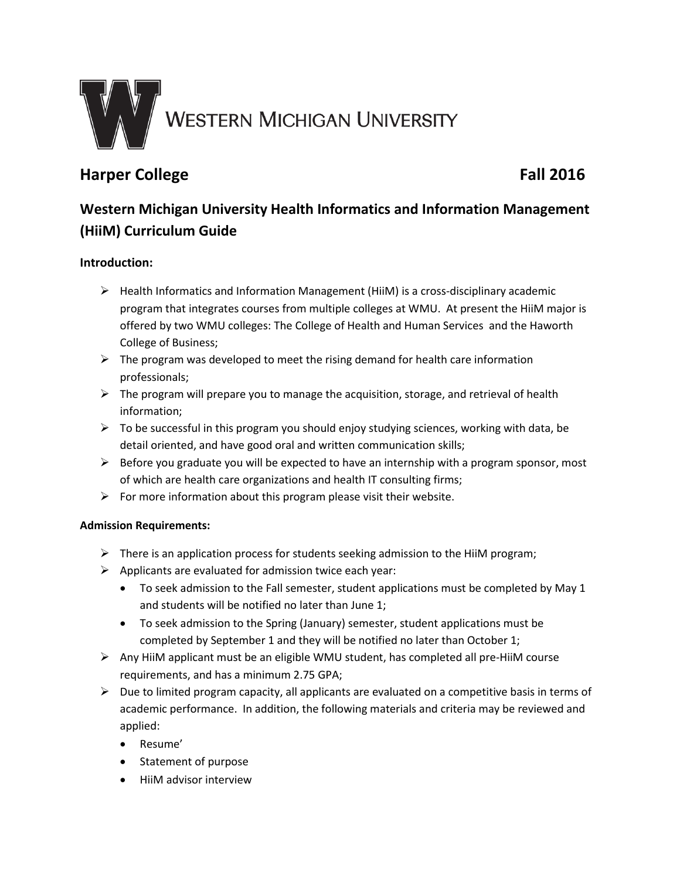Western Michigan University

# Harper College Fall 2016

## Western Michigan University Health Informatics and Information Management (HiiM) Curriculum Guide

### Introduction:

- Health Informatics and Information Management (HiiM) is a cross-disciplinary academic program that integrates courses from multiple colleges at WMU. At present the HiiM major is offered by two WMU colleges: The College of Health and Human Services and the Haworth College of Business;
- The program was developed to meet the rising demand for health care information professionals;
- The program will prepare you to manage the acquisition, storage, and retrieval of health information;
- To be successful in this program you should enjoy studying sciences, working with data, be detail oriented, and have good oral and written communication skills;
- Before you graduate you will be expected to have an internship with a program sponsor, most of which are health care organizations and health IT consulting firms;
- For more information about this program please visit their website.

#### Admission Requirements:

- There is an application process for students seeking admission to the HiiM program;
- Applicants are evaluated for admission twice each year:
  - To seek admission to the Fall semester, student applications must be completed by May 1 and students will be notified no later than June 1;
  - To seek admission to the Spring (January) semester, student applications must be completed by September 1 and they will be notified no later than October 1;
- Any HiiM applicant must be an eligible WMU student, has completed all pre-HiiM course requirements, and has a minimum 2.75 GPA;
- Due to limited program capacity, all applicants are evaluated on a competitive basis in terms of academic performance. In addition, the following materials and criteria may be reviewed and applied:
  - Resume'
  - Statement of purpose
  - HiiM advisor interview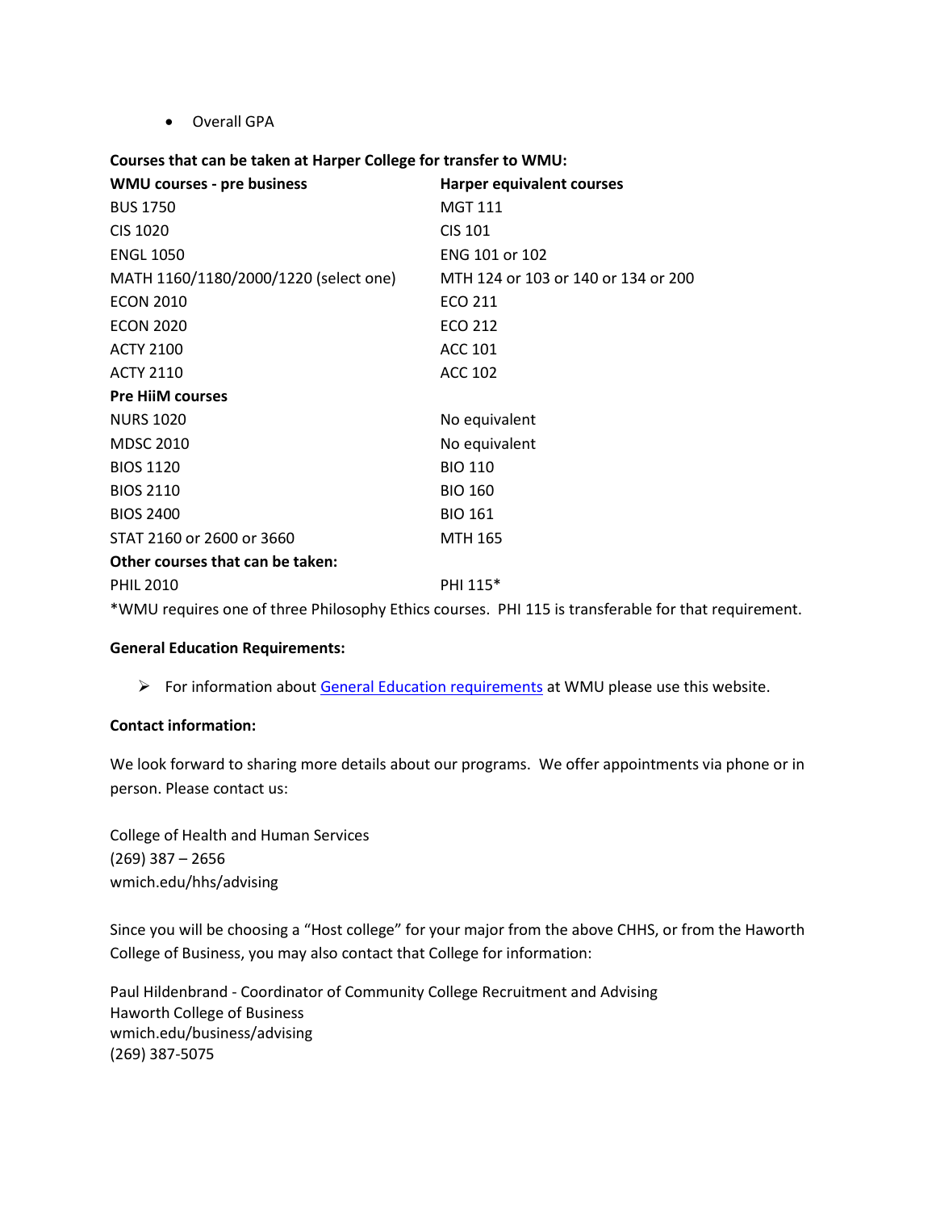- Overall GPA

**Courses that can be taken at Harper College for transfer to WMU:**

| **WMU courses - pre business** | **Harper equivalent courses** |
|---|---|
| BUS 1750 | MGT 111 |
| CIS 1020 | CIS 101 |
| ENGL 1050 | ENG 101 or 102 |
| MATH 1160/1180/2000/1220 (select one) | MTH 124 or 103 or 140 or 134 or 200 |
| ECON 2010 | ECO 211 |
| ECON 2020 | ECO 212 |
| ACTY 2100 | ACC 101 |
| ACTY 2110 | ACC 102 |
| **Pre HiiM courses** | |
| NURS 1020 | No equivalent |
| MDSC 2010 | No equivalent |
| BIOS 1120 | BIO 110 |
| BIOS 2110 | BIO 160 |
| BIOS 2400 | BIO 161 |
| STAT 2160 or 2600 or 3660 | MTH 165 |
| **Other courses that can be taken:** | |
| PHIL 2010 | PHI 115* |

*WMU requires one of three Philosophy Ethics courses. PHI 115 is transferable for that requirement.

**General Education Requirements:**

- For information about General Education requirements at WMU please use this website.

**Contact information:**

We look forward to sharing more details about our programs. We offer appointments via phone or in person. Please contact us:

College of Health and Human Services
(269) 387 – 2656
wmich.edu/hhs/advising

Since you will be choosing a "Host college" for your major from the above CHHS, or from the Haworth College of Business, you may also contact that College for information:

Paul Hildenbrand - Coordinator of Community College Recruitment and Advising
Haworth College of Business
wmich.edu/business/advising
(269) 387-5075